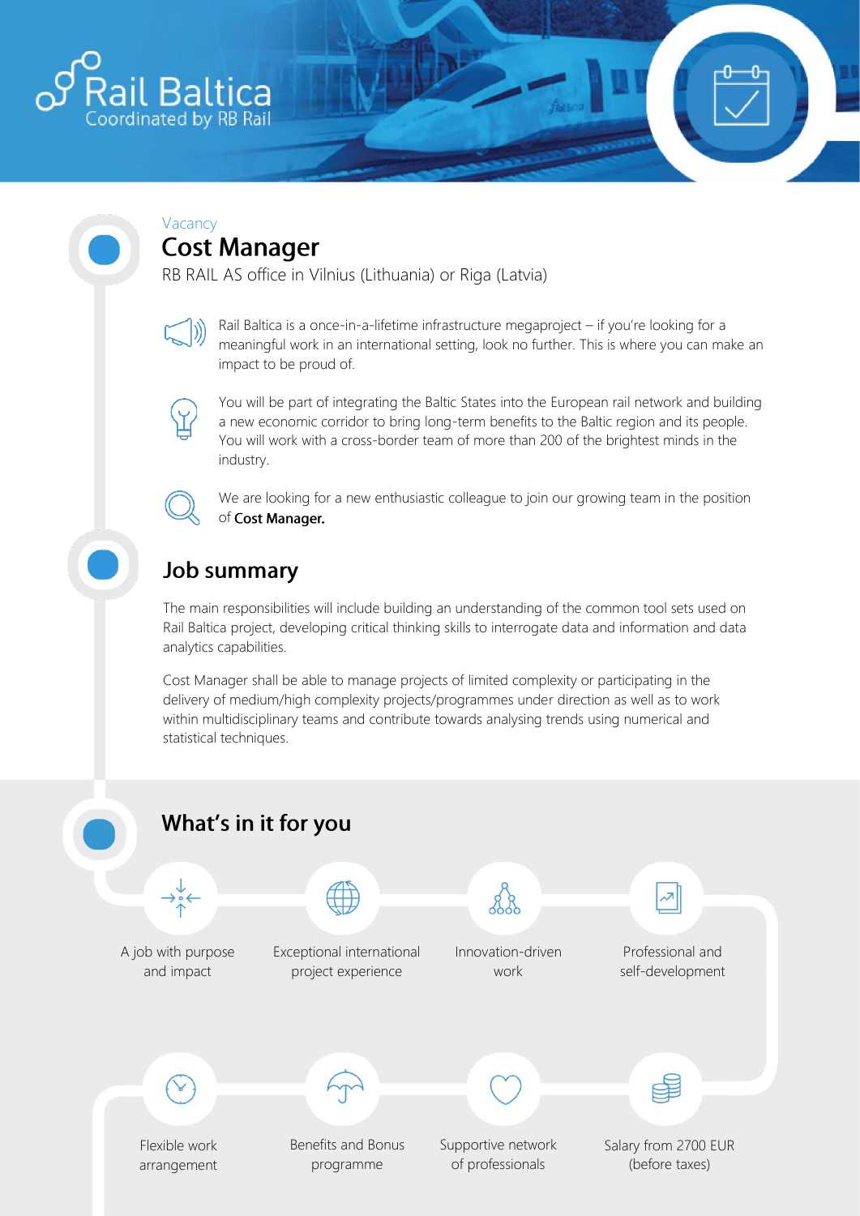Rail Baltica
Coordinated by RB Rail

Vacancy

# Cost Manager

RB RAIL AS office in Vilnius (Lithuania) or Riga (Latvia)

Rail Baltica is a once-in-a-lifetime infrastructure megaproject – if you're looking for a meaningful work in an international setting, look no further. This is where you can make an impact to be proud of.

You will be part of integrating the Baltic States into the European rail network and building a new economic corridor to bring long-term benefits to the Baltic region and its people. You will work with a cross-border team of more than 200 of the brightest minds in the industry.

We are looking for a new enthusiastic colleague to join our growing team in the position of **Cost Manager.**

## Job summary

The main responsibilities will include building an understanding of the common tool sets used on Rail Baltica project, developing critical thinking skills to interrogate data and information and data analytics capabilities.

Cost Manager shall be able to manage projects of limited complexity or participating in the delivery of medium/high complexity projects/programmes under direction as well as to work within multidisciplinary teams and contribute towards analysing trends using numerical and statistical techniques.

## What's in it for you

- A job with purpose and impact
- Exceptional international project experience
- Innovation-driven work
- Professional and self-development
- Flexible work arrangement
- Benefits and Bonus programme
- Supportive network of professionals
- Salary from 2700 EUR (before taxes)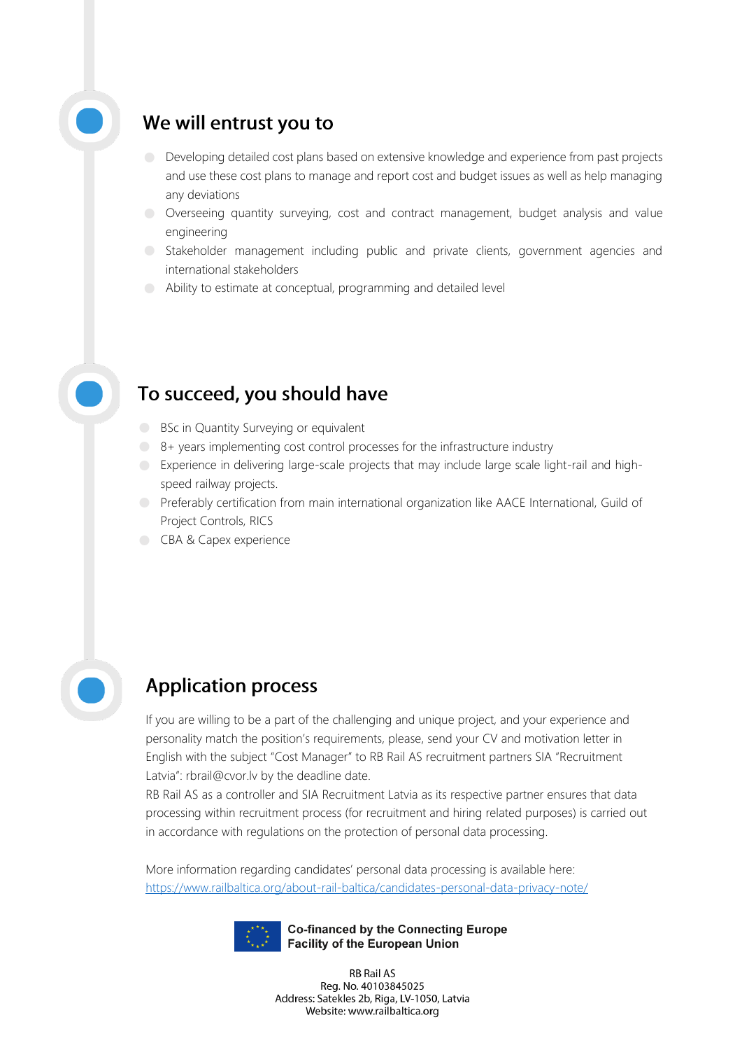## We will entrust you to

- Developing detailed cost plans based on extensive knowledge and experience from past projects and use these cost plans to manage and report cost and budget issues as well as help managing any deviations
- Overseeing quantity surveying, cost and contract management, budget analysis and value engineering
- Stakeholder management including public and private clients, government agencies and international stakeholders
- Ability to estimate at conceptual, programming and detailed level

## To succeed, you should have

- BSc in Quantity Surveying or equivalent
- 8+ years implementing cost control processes for the infrastructure industry
- Experience in delivering large-scale projects that may include large scale light-rail and high-speed railway projects.
- Preferably certification from main international organization like AACE International, Guild of Project Controls, RICS
- CBA & Capex experience

## Application process

If you are willing to be a part of the challenging and unique project, and your experience and personality match the position's requirements, please, send your CV and motivation letter in English with the subject "Cost Manager" to RB Rail AS recruitment partners SIA "Recruitment Latvia": rbrail@cvor.lv by the deadline date.
RB Rail AS as a controller and SIA Recruitment Latvia as its respective partner ensures that data processing within recruitment process (for recruitment and hiring related purposes) is carried out in accordance with regulations on the protection of personal data processing.

More information regarding candidates' personal data processing is available here:
https://www.railbaltica.org/about-rail-baltica/candidates-personal-data-privacy-note/

**Co-financed by the Connecting Europe Facility of the European Union**

RB Rail AS
Reg. No. 40103845025
Address: Satekles 2b, Riga, LV-1050, Latvia
Website: www.railbaltica.org